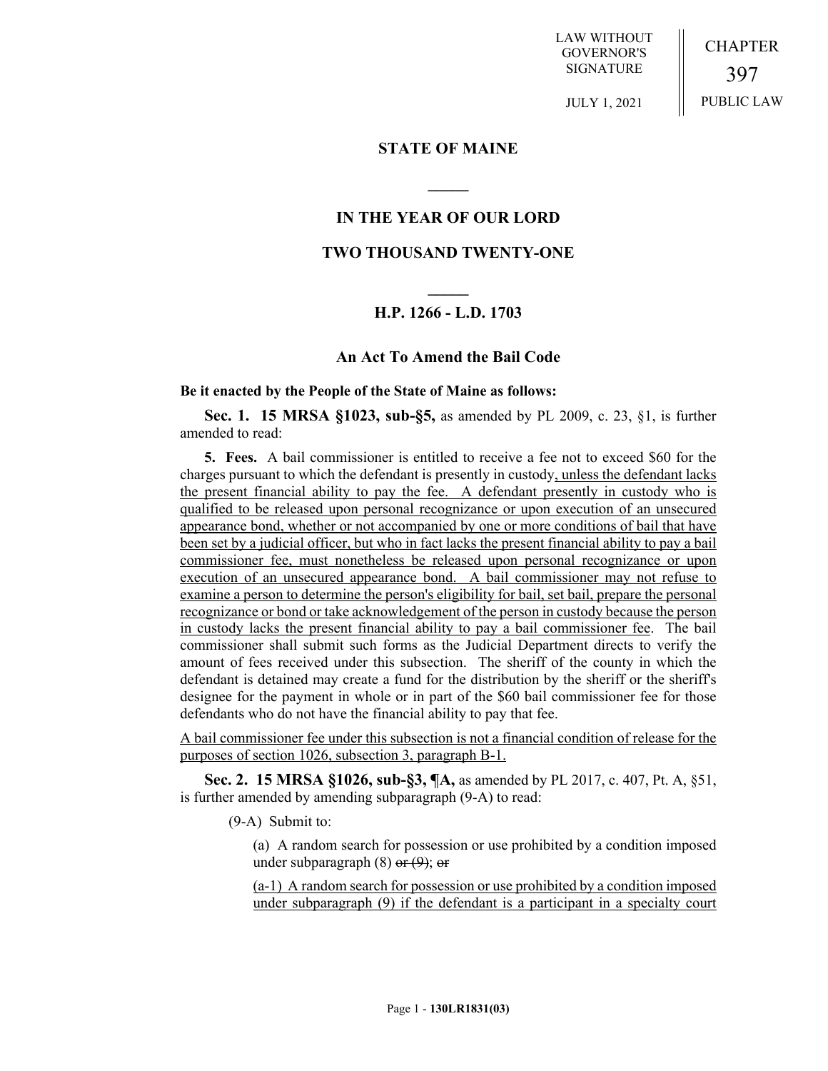LAW WITHOUT GOVERNOR'S SIGNATURE

JULY 1, 2021

CHAPTER 397

PUBLIC LAW

# STATE OF MAINE

## IN THE YEAR OF OUR LORD

## TWO THOUSAND TWENTY-ONE

### H.P. 1266 - L.D. 1703

### An Act To Amend the Bail Code

**Be it enacted by the People of the State of Maine as follows:**

**Sec. 1. 15 MRSA §1023, sub-§5,** as amended by PL 2009, c. 23, §1, is further amended to read:

**5. Fees.** A bail commissioner is entitled to receive a fee not to exceed $60 for the charges pursuant to which the defendant is presently in custody<u>, unless the defendant lacks the present financial ability to pay the fee. A defendant presently in custody who is qualified to be released upon personal recognizance or upon execution of an unsecured appearance bond, whether or not accompanied by one or more conditions of bail that have been set by a judicial officer, but who in fact lacks the present financial ability to pay a bail commissioner fee, must nonetheless be released upon personal recognizance or upon execution of an unsecured appearance bond. A bail commissioner may not refuse to examine a person to determine the person's eligibility for bail, set bail, prepare the personal recognizance or bond or take acknowledgement of the person in custody because the person in custody lacks the present financial ability to pay a bail commissioner fee</u>. The bail commissioner shall submit such forms as the Judicial Department directs to verify the amount of fees received under this subsection. The sheriff of the county in which the defendant is detained may create a fund for the distribution by the sheriff or the sheriff's designee for the payment in whole or in part of the $60 bail commissioner fee for those defendants who do not have the financial ability to pay that fee.

<u>A bail commissioner fee under this subsection is not a financial condition of release for the purposes of section 1026, subsection 3, paragraph B-1.</u>

**Sec. 2. 15 MRSA §1026, sub-§3, ¶A,** as amended by PL 2017, c. 407, Pt. A, §51, is further amended by amending subparagraph (9-A) to read:

(9-A) Submit to:

(a) A random search for possession or use prohibited by a condition imposed under subparagraph (8) ~~or (9)~~; ~~or~~

<u>(a-1) A random search for possession or use prohibited by a condition imposed under subparagraph (9) if the defendant is a participant in a specialty court</u>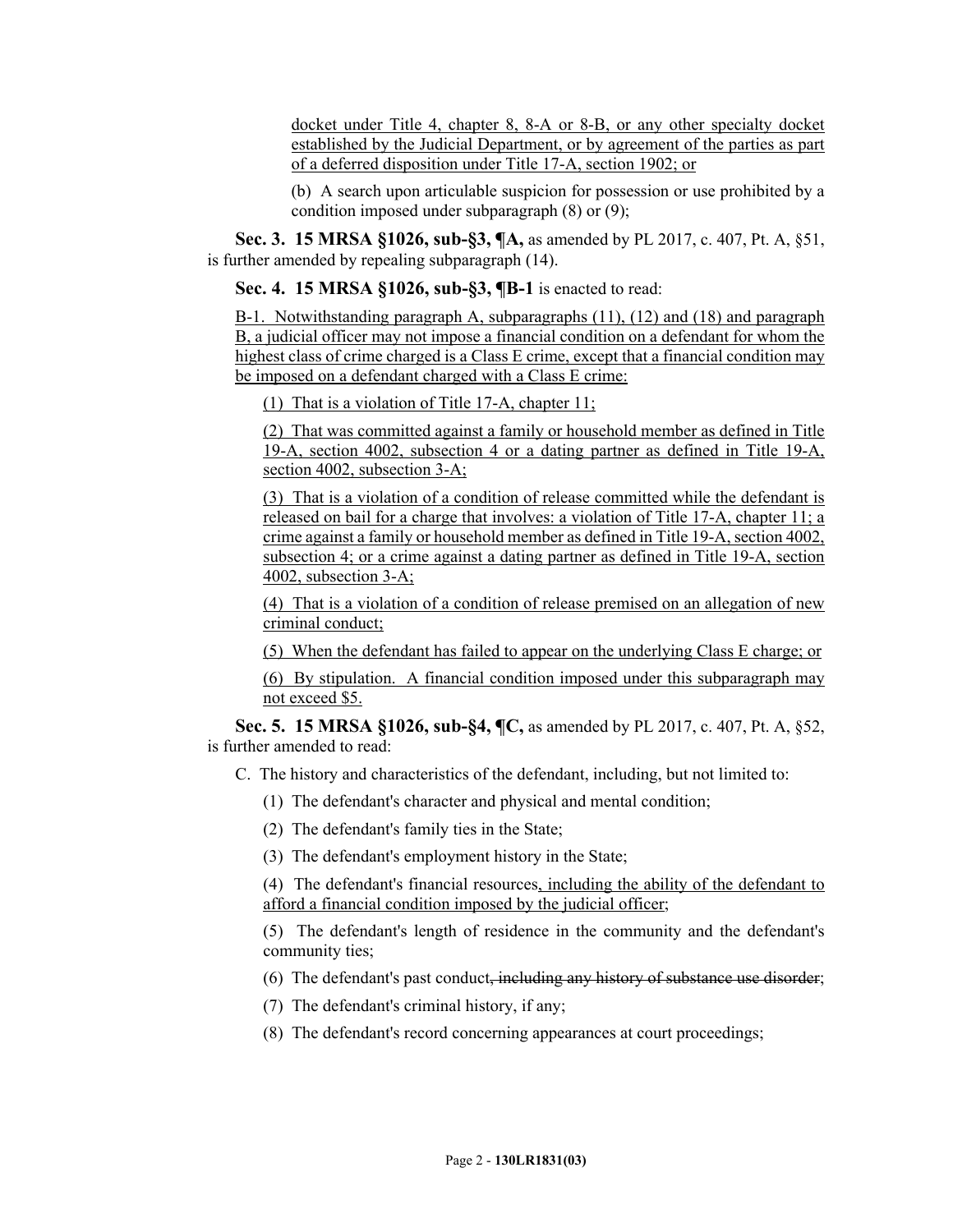docket under Title 4, chapter 8, 8-A or 8-B, or any other specialty docket established by the Judicial Department, or by agreement of the parties as part of a deferred disposition under Title 17-A, section 1902; or

(b) A search upon articulable suspicion for possession or use prohibited by a condition imposed under subparagraph (8) or (9);

**Sec. 3. 15 MRSA §1026, sub-§3, ¶A,** as amended by PL 2017, c. 407, Pt. A, §51, is further amended by repealing subparagraph (14).

**Sec. 4. 15 MRSA §1026, sub-§3, ¶B-1** is enacted to read:

B-1. Notwithstanding paragraph A, subparagraphs (11), (12) and (18) and paragraph B, a judicial officer may not impose a financial condition on a defendant for whom the highest class of crime charged is a Class E crime, except that a financial condition may be imposed on a defendant charged with a Class E crime:

(1) That is a violation of Title 17-A, chapter 11;

(2) That was committed against a family or household member as defined in Title 19-A, section 4002, subsection 4 or a dating partner as defined in Title 19-A, section 4002, subsection 3-A;

(3) That is a violation of a condition of release committed while the defendant is released on bail for a charge that involves: a violation of Title 17-A, chapter 11; a crime against a family or household member as defined in Title 19-A, section 4002, subsection 4; or a crime against a dating partner as defined in Title 19-A, section 4002, subsection 3-A;

(4) That is a violation of a condition of release premised on an allegation of new criminal conduct;

(5) When the defendant has failed to appear on the underlying Class E charge; or

(6) By stipulation. A financial condition imposed under this subparagraph may not exceed $5.

**Sec. 5. 15 MRSA §1026, sub-§4, ¶C,** as amended by PL 2017, c. 407, Pt. A, §52, is further amended to read:

C. The history and characteristics of the defendant, including, but not limited to:

(1) The defendant's character and physical and mental condition;

(2) The defendant's family ties in the State;

(3) The defendant's employment history in the State;

(4) The defendant's financial resources, including the ability of the defendant to afford a financial condition imposed by the judicial officer;

(5) The defendant's length of residence in the community and the defendant's community ties;

(6) The defendant's past conduct~~, including any history of substance use disorder~~;

(7) The defendant's criminal history, if any;

(8) The defendant's record concerning appearances at court proceedings;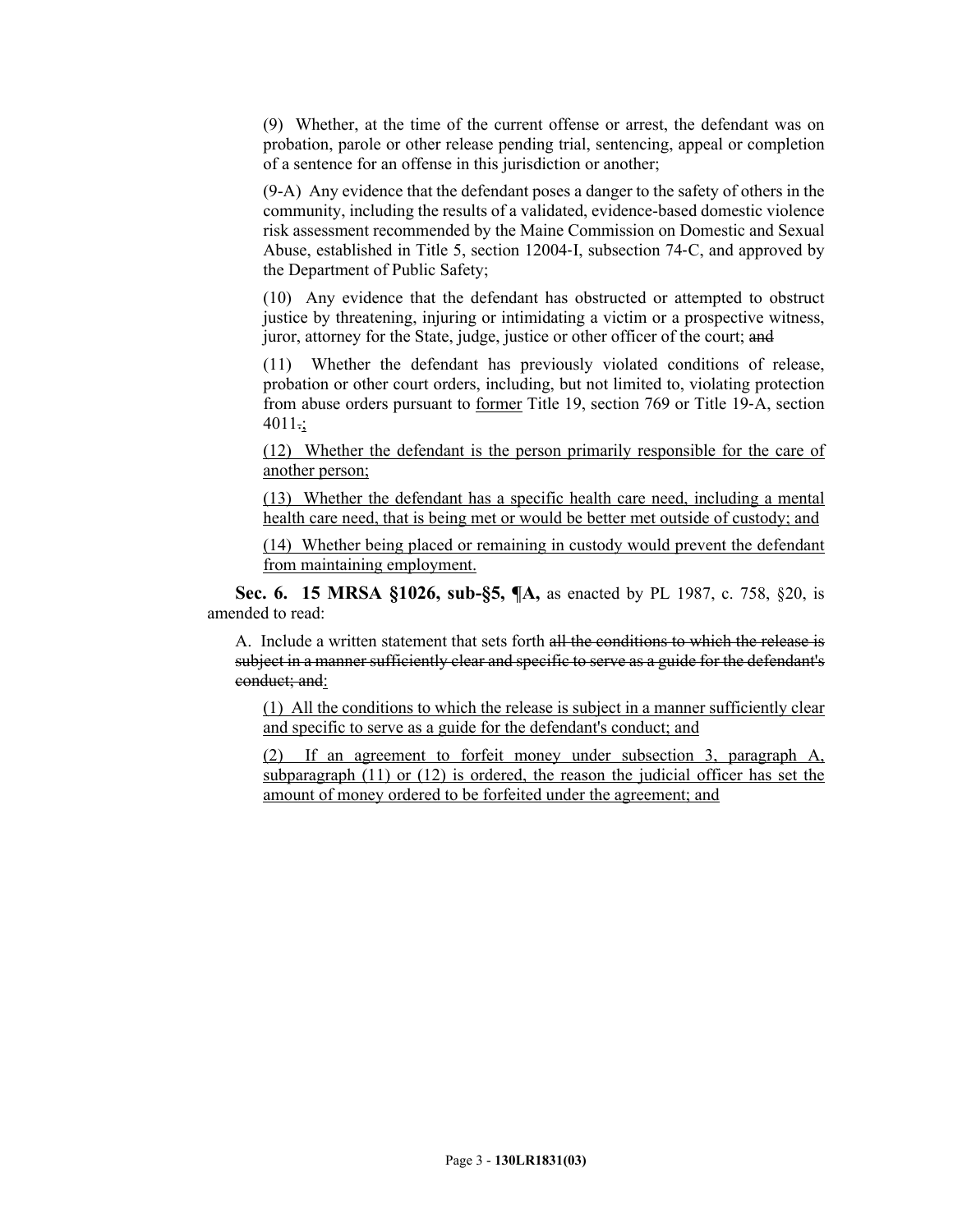(9) Whether, at the time of the current offense or arrest, the defendant was on probation, parole or other release pending trial, sentencing, appeal or completion of a sentence for an offense in this jurisdiction or another;

(9-A) Any evidence that the defendant poses a danger to the safety of others in the community, including the results of a validated, evidence-based domestic violence risk assessment recommended by the Maine Commission on Domestic and Sexual Abuse, established in Title 5, section 12004-I, subsection 74-C, and approved by the Department of Public Safety;

(10) Any evidence that the defendant has obstructed or attempted to obstruct justice by threatening, injuring or intimidating a victim or a prospective witness, juror, attorney for the State, judge, justice or other officer of the court; ~~and~~

(11) Whether the defendant has previously violated conditions of release, probation or other court orders, including, but not limited to, violating protection from abuse orders pursuant to <u>former</u> Title 19, section 769 or Title 19-A, section 4011~~.~~<u>;</u>

<u>(12) Whether the defendant is the person primarily responsible for the care of another person;</u>

<u>(13) Whether the defendant has a specific health care need, including a mental health care need, that is being met or would be better met outside of custody; and</u>

<u>(14) Whether being placed or remaining in custody would prevent the defendant from maintaining employment.</u>

**Sec. 6. 15 MRSA §1026, sub-§5, ¶A,** as enacted by PL 1987, c. 758, §20, is amended to read:

A. Include a written statement that sets forth ~~all the conditions to which the release is subject in a manner sufficiently clear and specific to serve as a guide for the defendant's conduct; and~~<u>:</u>

<u>(1) All the conditions to which the release is subject in a manner sufficiently clear and specific to serve as a guide for the defendant's conduct; and</u>

<u>(2) If an agreement to forfeit money under subsection 3, paragraph A, subparagraph (11) or (12) is ordered, the reason the judicial officer has set the amount of money ordered to be forfeited under the agreement; and</u>